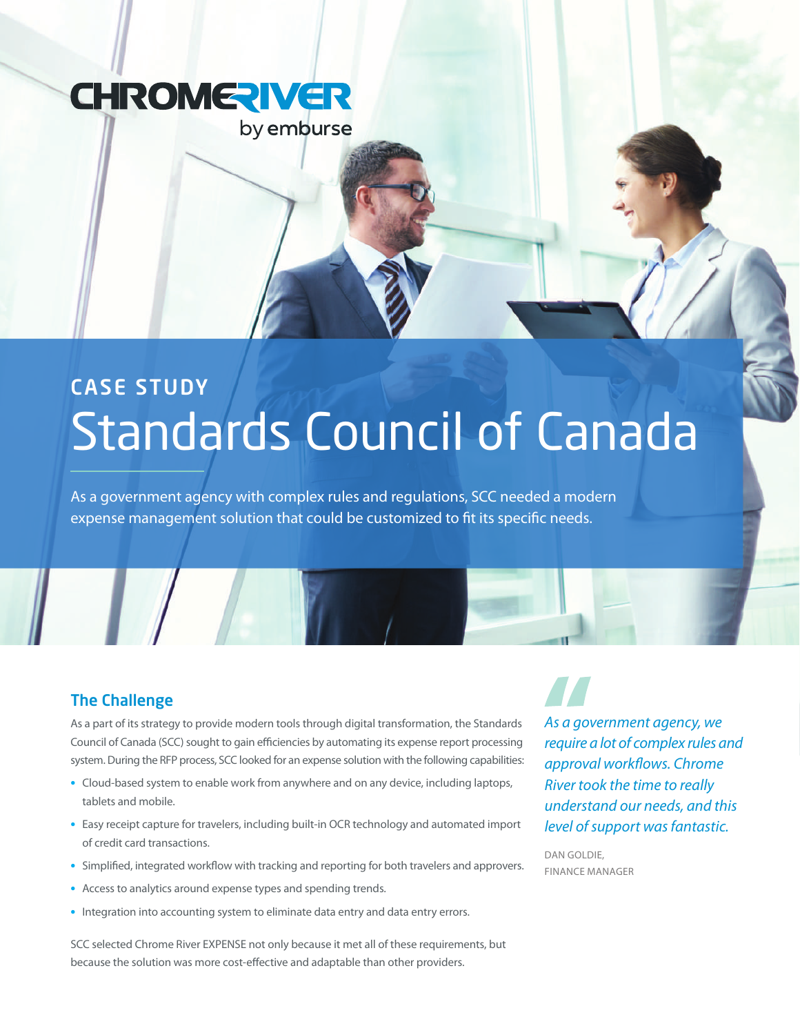CHROMERIVER
by emburse

CASE STUDY

# Standards Council of Canada

As a government agency with complex rules and regulations, SCC needed a modern expense management solution that could be customized to fit its specific needs.

## The Challenge

As a part of its strategy to provide modern tools through digital transformation, the Standards Council of Canada (SCC) sought to gain efficiencies by automating its expense report processing system. During the RFP process, SCC looked for an expense solution with the following capabilities:

- Cloud-based system to enable work from anywhere and on any device, including laptops, tablets and mobile.
- Easy receipt capture for travelers, including built-in OCR technology and automated import of credit card transactions.
- Simplified, integrated workflow with tracking and reporting for both travelers and approvers.
- Access to analytics around expense types and spending trends.
- Integration into accounting system to eliminate data entry and data entry errors.

SCC selected Chrome River EXPENSE not only because it met all of these requirements, but because the solution was more cost-effective and adaptable than other providers.

> *As a government agency, we require a lot of complex rules and approval workflows. Chrome River took the time to really understand our needs, and this level of support was fantastic.*
>
> DAN GOLDIE,
> FINANCE MANAGER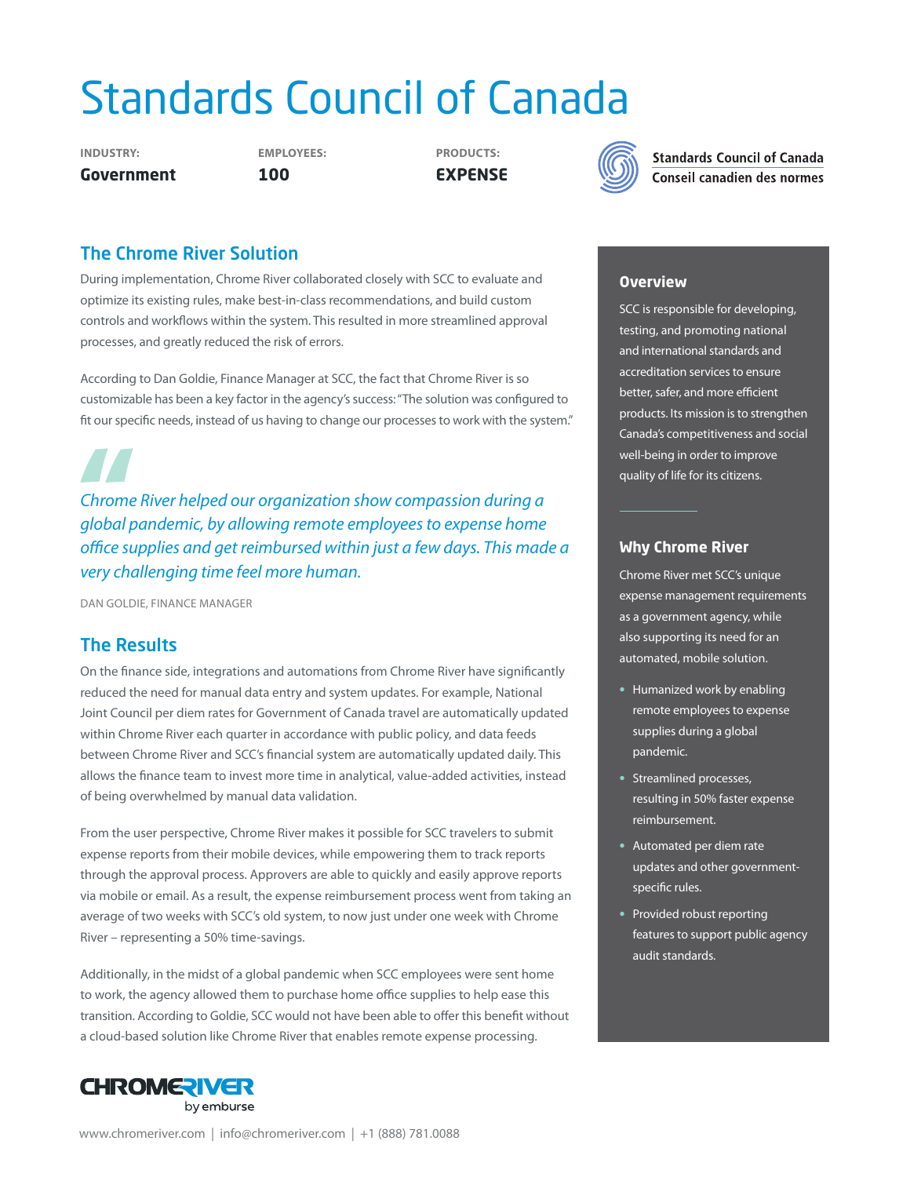# Standards Council of Canada

**INDUSTRY:** Government

**EMPLOYEES:** 100

**PRODUCTS:** EXPENSE

Standards Council of Canada
Conseil canadien des normes

## The Chrome River Solution

During implementation, Chrome River collaborated closely with SCC to evaluate and optimize its existing rules, make best-in-class recommendations, and build custom controls and workflows within the system. This resulted in more streamlined approval processes, and greatly reduced the risk of errors.

According to Dan Goldie, Finance Manager at SCC, the fact that Chrome River is so customizable has been a key factor in the agency's success: "The solution was configured to fit our specific needs, instead of us having to change our processes to work with the system."

> *Chrome River helped our organization show compassion during a global pandemic, by allowing remote employees to expense home office supplies and get reimbursed within just a few days. This made a very challenging time feel more human.*
>
> DAN GOLDIE, FINANCE MANAGER

## The Results

On the finance side, integrations and automations from Chrome River have significantly reduced the need for manual data entry and system updates. For example, National Joint Council per diem rates for Government of Canada travel are automatically updated within Chrome River each quarter in accordance with public policy, and data feeds between Chrome River and SCC's financial system are automatically updated daily. This allows the finance team to invest more time in analytical, value-added activities, instead of being overwhelmed by manual data validation.

From the user perspective, Chrome River makes it possible for SCC travelers to submit expense reports from their mobile devices, while empowering them to track reports through the approval process. Approvers are able to quickly and easily approve reports via mobile or email. As a result, the expense reimbursement process went from taking an average of two weeks with SCC's old system, to now just under one week with Chrome River – representing a 50% time-savings.

Additionally, in the midst of a global pandemic when SCC employees were sent home to work, the agency allowed them to purchase home office supplies to help ease this transition. According to Goldie, SCC would not have been able to offer this benefit without a cloud-based solution like Chrome River that enables remote expense processing.

## Overview

SCC is responsible for developing, testing, and promoting national and international standards and accreditation services to ensure better, safer, and more efficient products. Its mission is to strengthen Canada's competitiveness and social well-being in order to improve quality of life for its citizens.

## Why Chrome River

Chrome River met SCC's unique expense management requirements as a government agency, while also supporting its need for an automated, mobile solution.

- Humanized work by enabling remote employees to expense supplies during a global pandemic.
- Streamlined processes, resulting in 50% faster expense reimbursement.
- Automated per diem rate updates and other government-specific rules.
- Provided robust reporting features to support public agency audit standards.

CHROMERIVER by emburse

www.chromeriver.com | info@chromeriver.com | +1 (888) 781.0088